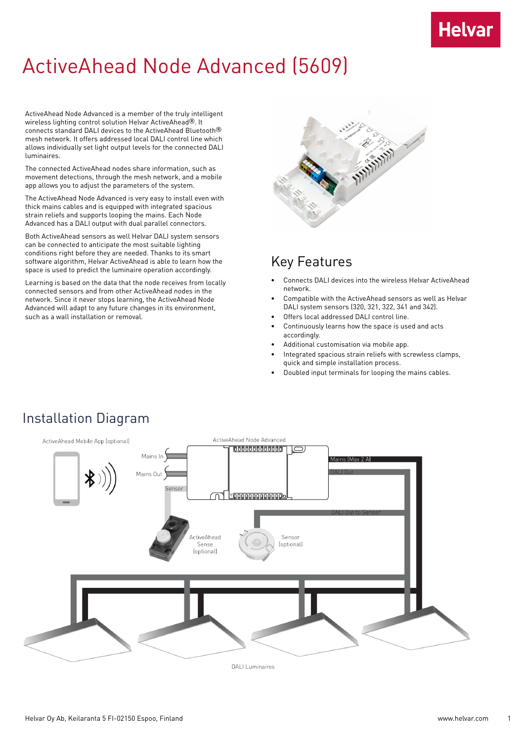# ActiveAhead Node Advanced (5609)

ActiveAhead Node Advanced is a member of the truly intelligent wireless lighting control solution Helvar ActiveAhead®. It connects standard DALI devices to the ActiveAhead Bluetooth® mesh network. It offers addressed local DALI control line which allows individually set light output levels for the connected DALI luminaires.

The connected ActiveAhead nodes share information, such as movement detections, through the mesh network, and a mobile app allows you to adjust the parameters of the system.

The ActiveAhead Node Advanced is very easy to install even with thick mains cables and is equipped with integrated spacious strain reliefs and supports looping the mains. Each Node Advanced has a DALI output with dual parallel connectors.

Both ActiveAhead sensors as well Helvar DALI system sensors can be connected to anticipate the most suitable lighting conditions right before they are needed. Thanks to its smart software algorithm, Helvar ActiveAhead is able to learn how the space is used to predict the luminaire operation accordingly.

Learning is based on the data that the node receives from locally connected sensors and from other ActiveAhead nodes in the network. Since it never stops learning, the ActiveAhead Node Advanced will adapt to any future changes in its environment, such as a wall installation or removal.

## Key Features

- Connects DALI devices into the wireless Helvar ActiveAhead network.
- Compatible with the ActiveAhead sensors as well as Helvar DALI system sensors (320, 321, 322, 341 and 342).
- Offers local addressed DALI control line.
- Continuously learns how the space is used and acts accordingly.
- Additional customisation via mobile app.
- Integrated spacious strain reliefs with screwless clamps, quick and simple installation process.
- Doubled input terminals for looping the mains cables.

## Installation Diagram

ActiveAhead Mobile App (optional)

ActiveAhead Node Advanced

Mains In

Mains Out

Sensor

Mains (Max 2 A)

DALI Out

DALI Out to Sensor

ActiveAhead Sense (optional)

Sensor (optional)

DALI Luminaires

Helvar Oy Ab, Keilaranta 5 FI-02150 Espoo, Finland

www.helvar.com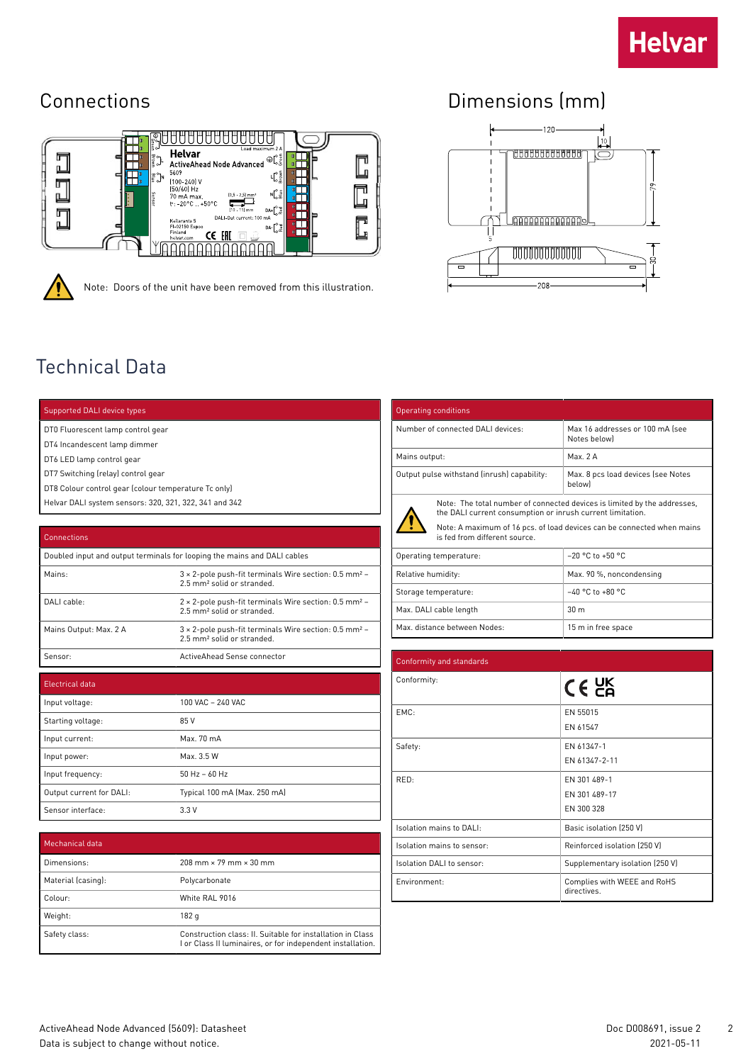## Connections

Note: Doors of the unit have been removed from this illustration.

## Dimensions (mm)

120

10

79

30

208

# Technical Data

| Supported DALI device types |
|---|
| DT0 Fluorescent lamp control gear |
| DT4 Incandescent lamp dimmer |
| DT6 LED lamp control gear |
| DT7 Switching (relay) control gear |
| DT8 Colour control gear (colour temperature Tc only) |
| Helvar DALI system sensors: 320, 321, 322, 341 and 342 |

| Connections | |
|---|---|
| Doubled input and output terminals for looping the mains and DALI cables | |
| Mains: | 3 × 2-pole push-fit terminals Wire section: 0.5 mm² – 2.5 mm² solid or stranded. |
| DALI cable: | 2 × 2-pole push-fit terminals Wire section: 0.5 mm² – 2.5 mm² solid or stranded. |
| Mains Output: Max. 2 A | 3 × 2-pole push-fit terminals Wire section: 0.5 mm² – 2.5 mm² solid or stranded. |
| Sensor: | ActiveAhead Sense connector |

| Electrical data | |
|---|---|
| Input voltage: | 100 VAC – 240 VAC |
| Starting voltage: | 85 V |
| Input current: | Max. 70 mA |
| Input power: | Max. 3.5 W |
| Input frequency: | 50 Hz – 60 Hz |
| Output current for DALI: | Typical 100 mA (Max. 250 mA) |
| Sensor interface: | 3.3 V |

| Mechanical data | |
|---|---|
| Dimensions: | 208 mm × 79 mm × 30 mm |
| Material (casing): | Polycarbonate |
| Colour: | White RAL 9016 |
| Weight: | 182 g |
| Safety class: | Construction class: II. Suitable for installation in Class I or Class II luminaires, or for independent installation. |

| Operating conditions | |
|---|---|
| Number of connected DALI devices: | Max 16 addresses or 100 mA (see Notes below) |
| Mains output: | Max. 2 A |
| Output pulse withstand (inrush) capability: | Max. 8 pcs load devices (see Notes below) |
| Note: The total number of connected devices is limited by the addresses, the DALI current consumption or inrush current limitation. Note: A maximum of 16 pcs. of load devices can be connected when mains is fed from different source. | |
| Operating temperature: | −20 °C to +50 °C |
| Relative humidity: | Max. 90 %, noncondensing |
| Storage temperature: | −40 °C to +80 °C |
| Max. DALI cable length | 30 m |
| Max. distance between Nodes: | 15 m in free space |

| Conformity and standards | |
|---|---|
| Conformity: | CE UKCA |
| EMC: | EN 55015<br>EN 61547 |
| Safety: | EN 61347-1<br>EN 61347-2-11 |
| RED: | EN 301 489-1<br>EN 301 489-17<br>EN 300 328 |
| Isolation mains to DALI: | Basic isolation (250 V) |
| Isolation mains to sensor: | Reinforced isolation (250 V) |
| Isolation DALI to sensor: | Supplementary isolation (250 V) |
| Environment: | Complies with WEEE and RoHS directives. |